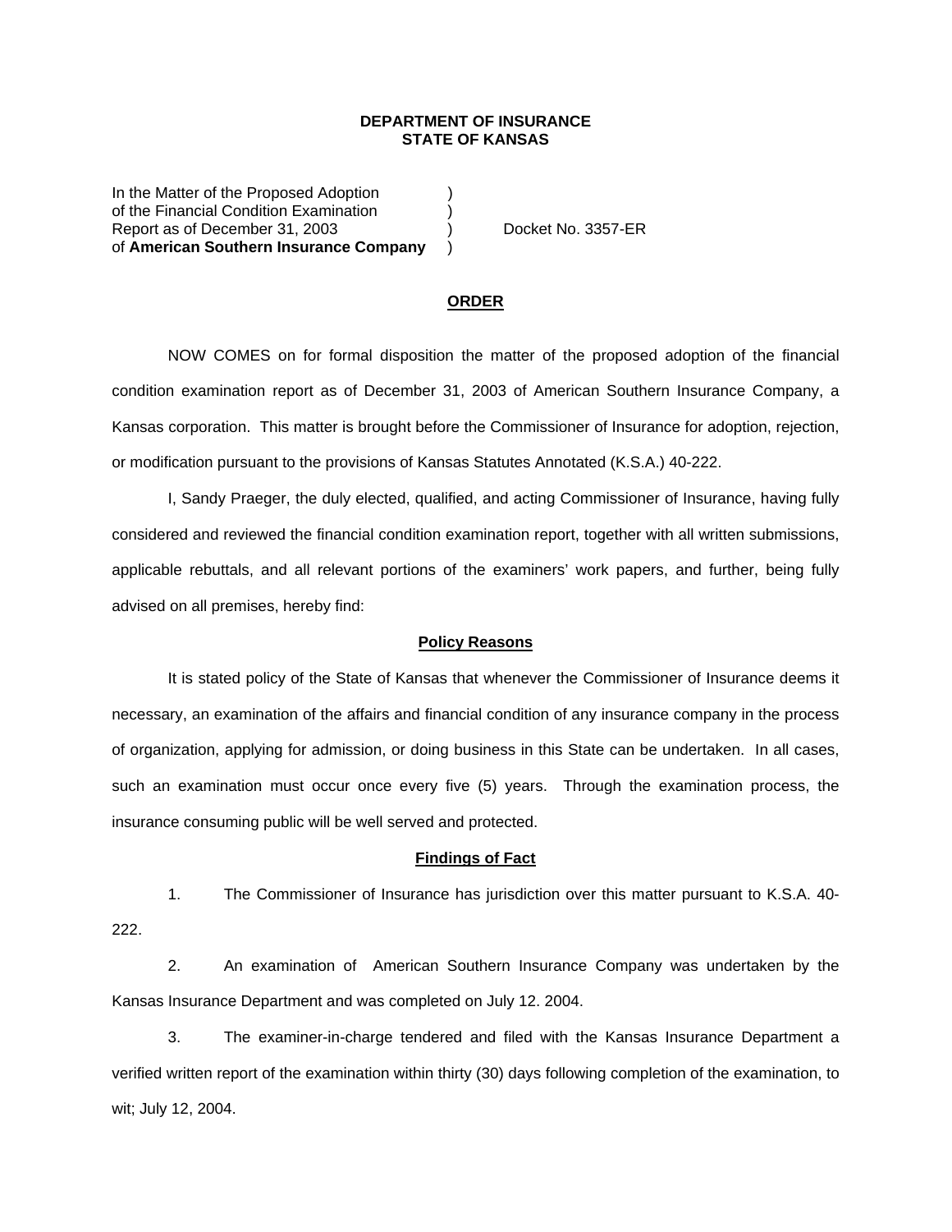**DEPARTMENT OF INSURANCE**
**STATE OF KANSAS**

In the Matter of the Proposed Adoption )
of the Financial Condition Examination )
Report as of December 31, 2003 ) Docket No. 3357-ER
of **American Southern Insurance Company** )

**ORDER**

NOW COMES on for formal disposition the matter of the proposed adoption of the financial condition examination report as of December 31, 2003 of American Southern Insurance Company, a Kansas corporation. This matter is brought before the Commissioner of Insurance for adoption, rejection, or modification pursuant to the provisions of Kansas Statutes Annotated (K.S.A.) 40-222.

I, Sandy Praeger, the duly elected, qualified, and acting Commissioner of Insurance, having fully considered and reviewed the financial condition examination report, together with all written submissions, applicable rebuttals, and all relevant portions of the examiners' work papers, and further, being fully advised on all premises, hereby find:

**Policy Reasons**

It is stated policy of the State of Kansas that whenever the Commissioner of Insurance deems it necessary, an examination of the affairs and financial condition of any insurance company in the process of organization, applying for admission, or doing business in this State can be undertaken. In all cases, such an examination must occur once every five (5) years. Through the examination process, the insurance consuming public will be well served and protected.

**Findings of Fact**

1. The Commissioner of Insurance has jurisdiction over this matter pursuant to K.S.A. 40-222.

2. An examination of American Southern Insurance Company was undertaken by the Kansas Insurance Department and was completed on July 12. 2004.

3. The examiner-in-charge tendered and filed with the Kansas Insurance Department a verified written report of the examination within thirty (30) days following completion of the examination, to wit; July 12, 2004.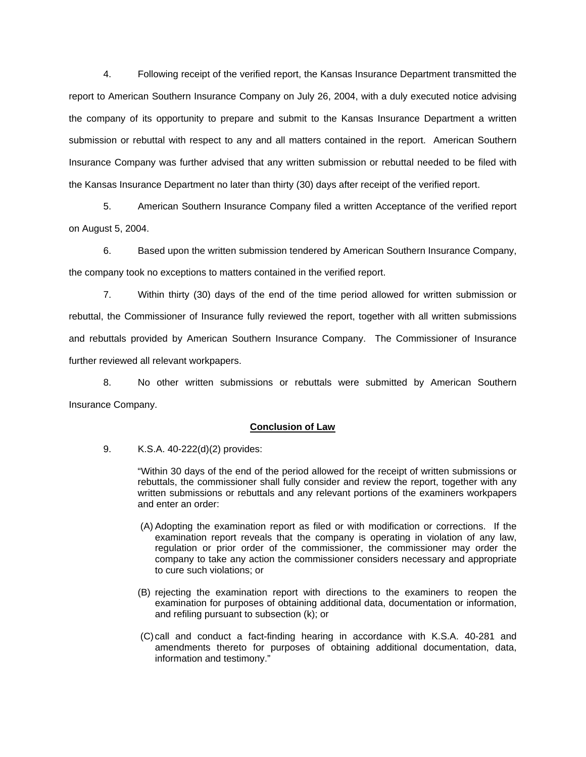4. Following receipt of the verified report, the Kansas Insurance Department transmitted the report to American Southern Insurance Company on July 26, 2004, with a duly executed notice advising the company of its opportunity to prepare and submit to the Kansas Insurance Department a written submission or rebuttal with respect to any and all matters contained in the report. American Southern Insurance Company was further advised that any written submission or rebuttal needed to be filed with the Kansas Insurance Department no later than thirty (30) days after receipt of the verified report.

5. American Southern Insurance Company filed a written Acceptance of the verified report on August 5, 2004.

6. Based upon the written submission tendered by American Southern Insurance Company, the company took no exceptions to matters contained in the verified report.

7. Within thirty (30) days of the end of the time period allowed for written submission or rebuttal, the Commissioner of Insurance fully reviewed the report, together with all written submissions and rebuttals provided by American Southern Insurance Company. The Commissioner of Insurance further reviewed all relevant workpapers.

8. No other written submissions or rebuttals were submitted by American Southern Insurance Company.

## **Conclusion of Law**

9. K.S.A. 40-222(d)(2) provides:

> "Within 30 days of the end of the period allowed for the receipt of written submissions or rebuttals, the commissioner shall fully consider and review the report, together with any written submissions or rebuttals and any relevant portions of the examiners workpapers and enter an order:
>
> (A) Adopting the examination report as filed or with modification or corrections. If the examination report reveals that the company is operating in violation of any law, regulation or prior order of the commissioner, the commissioner may order the company to take any action the commissioner considers necessary and appropriate to cure such violations; or
>
> (B) rejecting the examination report with directions to the examiners to reopen the examination for purposes of obtaining additional data, documentation or information, and refiling pursuant to subsection (k); or
>
> (C) call and conduct a fact-finding hearing in accordance with K.S.A. 40-281 and amendments thereto for purposes of obtaining additional documentation, data, information and testimony."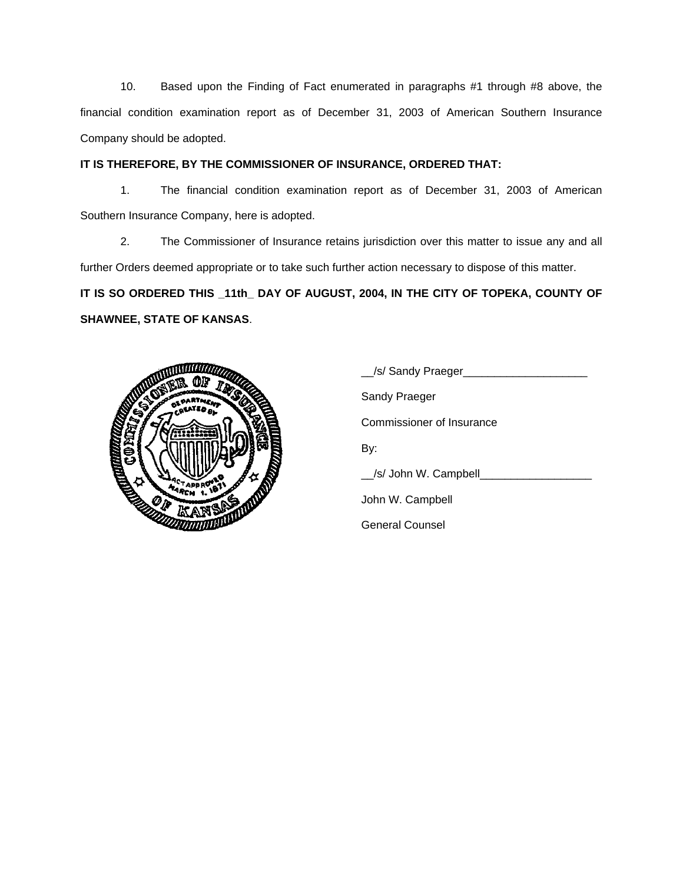10. Based upon the Finding of Fact enumerated in paragraphs #1 through #8 above, the financial condition examination report as of December 31, 2003 of American Southern Insurance Company should be adopted.

**IT IS THEREFORE, BY THE COMMISSIONER OF INSURANCE, ORDERED THAT:**

1. The financial condition examination report as of December 31, 2003 of American Southern Insurance Company, here is adopted.

2. The Commissioner of Insurance retains jurisdiction over this matter to issue any and all further Orders deemed appropriate or to take such further action necessary to dispose of this matter.

**IT IS SO ORDERED THIS _11th_ DAY OF AUGUST, 2004, IN THE CITY OF TOPEKA, COUNTY OF SHAWNEE, STATE OF KANSAS**.

__/s/ Sandy Praeger____________________

Sandy Praeger

Commissioner of Insurance

By:

__/s/ John W. Campbell__________________

John W. Campbell

General Counsel